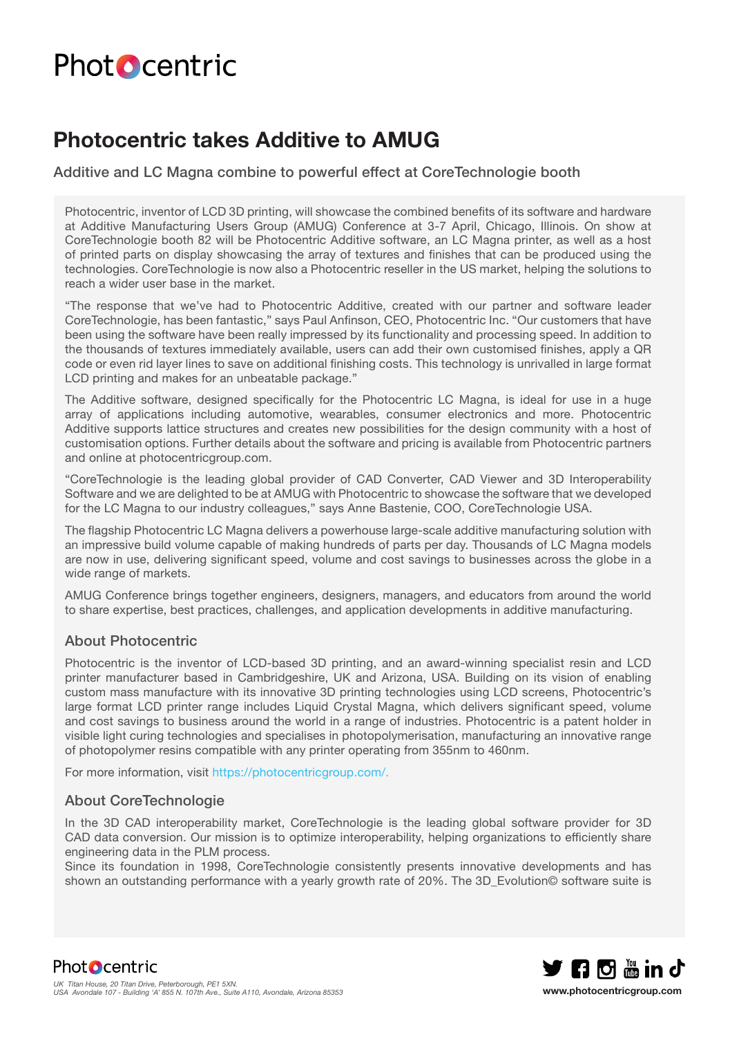# Photocentric takes Additive to AMUG

## Additive and LC Magna combine to powerful effect at CoreTechnologie booth

Photocentric, inventor of LCD 3D printing, will showcase the combined benefits of its software and hardware at Additive Manufacturing Users Group (AMUG) Conference at 3-7 April, Chicago, Illinois. On show at CoreTechnologie booth 82 will be Photocentric Additive software, an LC Magna printer, as well as a host of printed parts on display showcasing the array of textures and finishes that can be produced using the technologies. CoreTechnologie is now also a Photocentric reseller in the US market, helping the solutions to reach a wider user base in the market.

"The response that we've had to Photocentric Additive, created with our partner and software leader CoreTechnologie, has been fantastic," says Paul Anfinson, CEO, Photocentric Inc. "Our customers that have been using the software have been really impressed by its functionality and processing speed. In addition to the thousands of textures immediately available, users can add their own customised finishes, apply a QR code or even rid layer lines to save on additional finishing costs. This technology is unrivalled in large format LCD printing and makes for an unbeatable package."

The Additive software, designed specifically for the Photocentric LC Magna, is ideal for use in a huge array of applications including automotive, wearables, consumer electronics and more. Photocentric Additive supports lattice structures and creates new possibilities for the design community with a host of customisation options. Further details about the software and pricing is available from Photocentric partners and online at photocentricgroup.com.

"CoreTechnologie is the leading global provider of CAD Converter, CAD Viewer and 3D Interoperability Software and we are delighted to be at AMUG with Photocentric to showcase the software that we developed for the LC Magna to our industry colleagues," says Anne Bastenie, COO, CoreTechnologie USA.

The flagship Photocentric LC Magna delivers a powerhouse large-scale additive manufacturing solution with an impressive build volume capable of making hundreds of parts per day. Thousands of LC Magna models are now in use, delivering significant speed, volume and cost savings to businesses across the globe in a wide range of markets.

AMUG Conference brings together engineers, designers, managers, and educators from around the world to share expertise, best practices, challenges, and application developments in additive manufacturing.

### About Photocentric

Photocentric is the inventor of LCD-based 3D printing, and an award-winning specialist resin and LCD printer manufacturer based in Cambridgeshire, UK and Arizona, USA. Building on its vision of enabling custom mass manufacture with its innovative 3D printing technologies using LCD screens, Photocentric's large format LCD printer range includes Liquid Crystal Magna, which delivers significant speed, volume and cost savings to business around the world in a range of industries. Photocentric is a patent holder in visible light curing technologies and specialises in photopolymerisation, manufacturing an innovative range of photopolymer resins compatible with any printer operating from 355nm to 460nm.

For more information, visit https://photocentricgroup.com/.

### About CoreTechnologie

In the 3D CAD interoperability market, CoreTechnologie is the leading global software provider for 3D CAD data conversion. Our mission is to optimize interoperability, helping organizations to efficiently share engineering data in the PLM process.
Since its foundation in 1998, CoreTechnologie consistently presents innovative developments and has shown an outstanding performance with a yearly growth rate of 20%. The 3D_Evolution© software suite is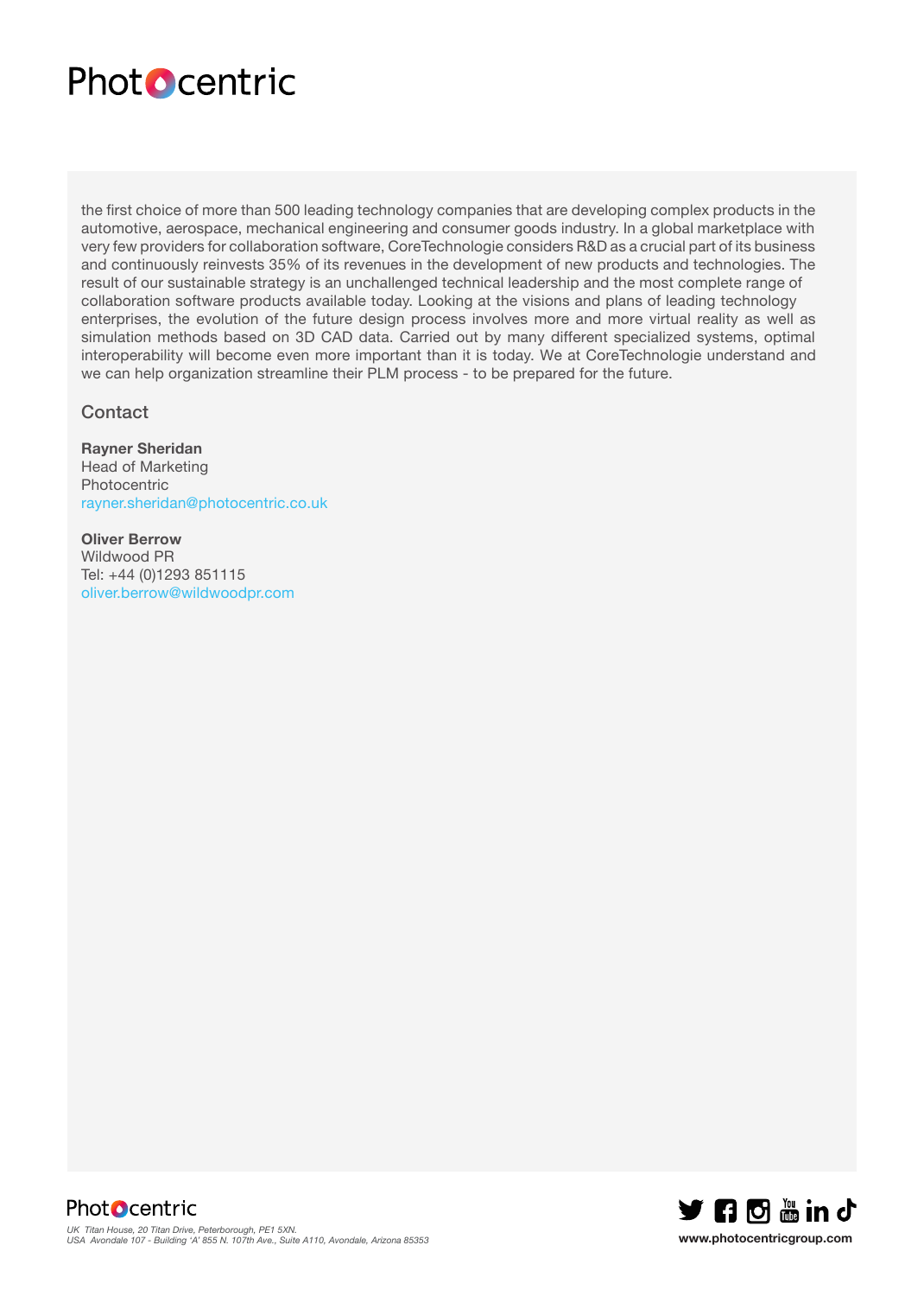the first choice of more than 500 leading technology companies that are developing complex products in the automotive, aerospace, mechanical engineering and consumer goods industry. In a global marketplace with very few providers for collaboration software, CoreTechnologie considers R&D as a crucial part of its business and continuously reinvests 35% of its revenues in the development of new products and technologies. The result of our sustainable strategy is an unchallenged technical leadership and the most complete range of collaboration software products available today. Looking at the visions and plans of leading technology enterprises, the evolution of the future design process involves more and more virtual reality as well as simulation methods based on 3D CAD data. Carried out by many different specialized systems, optimal interoperability will become even more important than it is today. We at CoreTechnologie understand and we can help organization streamline their PLM process - to be prepared for the future.

## Contact

**Rayner Sheridan**
Head of Marketing
Photocentric
rayner.sheridan@photocentric.co.uk

**Oliver Berrow**
Wildwood PR
Tel: +44 (0)1293 851115
oliver.berrow@wildwoodpr.com